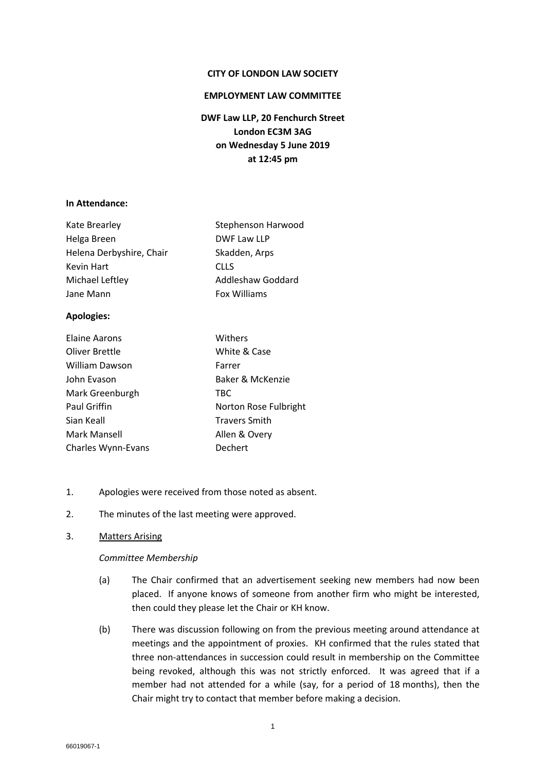**CITY OF LONDON LAW SOCIETY**

**EMPLOYMENT LAW COMMITTEE**

**DWF Law LLP, 20 Fenchurch Street**
**London EC3M 3AG**
**on Wednesday 5 June 2019**
**at 12:45 pm**

**In Attendance:**

| | |
|---|---|
| Kate Brearley | Stephenson Harwood |
| Helga Breen | DWF Law LLP |
| Helena Derbyshire, Chair | Skadden, Arps |
| Kevin Hart | CLLS |
| Michael Leftley | Addleshaw Goddard |
| Jane Mann | Fox Williams |

**Apologies:**

| | |
|---|---|
| Elaine Aarons | Withers |
| Oliver Brettle | White & Case |
| William Dawson | Farrer |
| John Evason | Baker & McKenzie |
| Mark Greenburgh | TBC |
| Paul Griffin | Norton Rose Fulbright |
| Sian Keall | Travers Smith |
| Mark Mansell | Allen & Overy |
| Charles Wynn-Evans | Dechert |

1. Apologies were received from those noted as absent.

2. The minutes of the last meeting were approved.

3. Matters Arising

   *Committee Membership*

   (a) The Chair confirmed that an advertisement seeking new members had now been placed. If anyone knows of someone from another firm who might be interested, then could they please let the Chair or KH know.

   (b) There was discussion following on from the previous meeting around attendance at meetings and the appointment of proxies. KH confirmed that the rules stated that three non-attendances in succession could result in membership on the Committee being revoked, although this was not strictly enforced. It was agreed that if a member had not attended for a while (say, for a period of 18 months), then the Chair might try to contact that member before making a decision.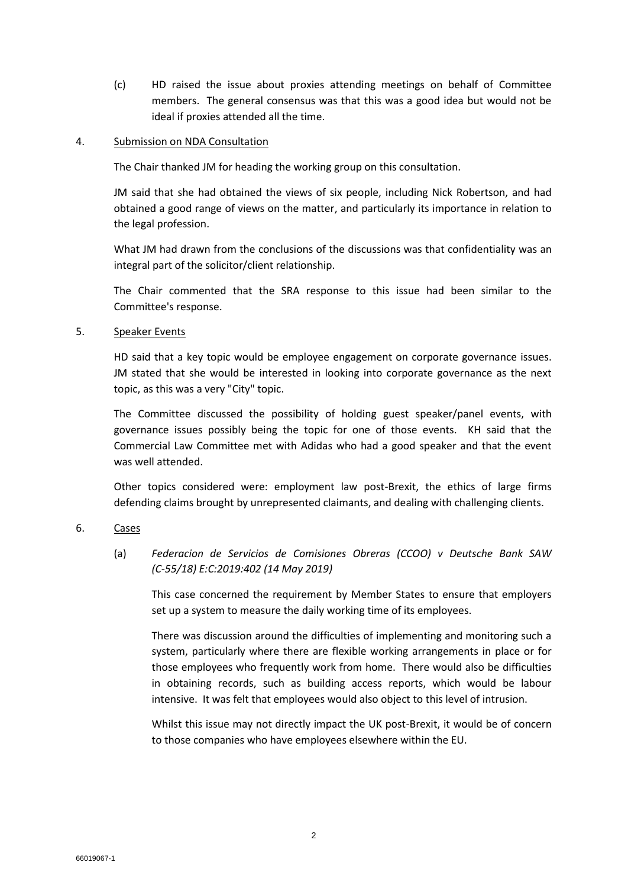(c) HD raised the issue about proxies attending meetings on behalf of Committee members. The general consensus was that this was a good idea but would not be ideal if proxies attended all the time.

4. Submission on NDA Consultation

The Chair thanked JM for heading the working group on this consultation.

JM said that she had obtained the views of six people, including Nick Robertson, and had obtained a good range of views on the matter, and particularly its importance in relation to the legal profession.

What JM had drawn from the conclusions of the discussions was that confidentiality was an integral part of the solicitor/client relationship.

The Chair commented that the SRA response to this issue had been similar to the Committee's response.

5. Speaker Events

HD said that a key topic would be employee engagement on corporate governance issues. JM stated that she would be interested in looking into corporate governance as the next topic, as this was a very "City" topic.

The Committee discussed the possibility of holding guest speaker/panel events, with governance issues possibly being the topic for one of those events. KH said that the Commercial Law Committee met with Adidas who had a good speaker and that the event was well attended.

Other topics considered were: employment law post-Brexit, the ethics of large firms defending claims brought by unrepresented claimants, and dealing with challenging clients.

6. Cases

(a) *Federacion de Servicios de Comisiones Obreras (CCOO) v Deutsche Bank SAW (C-55/18) E:C:2019:402 (14 May 2019)*

This case concerned the requirement by Member States to ensure that employers set up a system to measure the daily working time of its employees.

There was discussion around the difficulties of implementing and monitoring such a system, particularly where there are flexible working arrangements in place or for those employees who frequently work from home. There would also be difficulties in obtaining records, such as building access reports, which would be labour intensive. It was felt that employees would also object to this level of intrusion.

Whilst this issue may not directly impact the UK post-Brexit, it would be of concern to those companies who have employees elsewhere within the EU.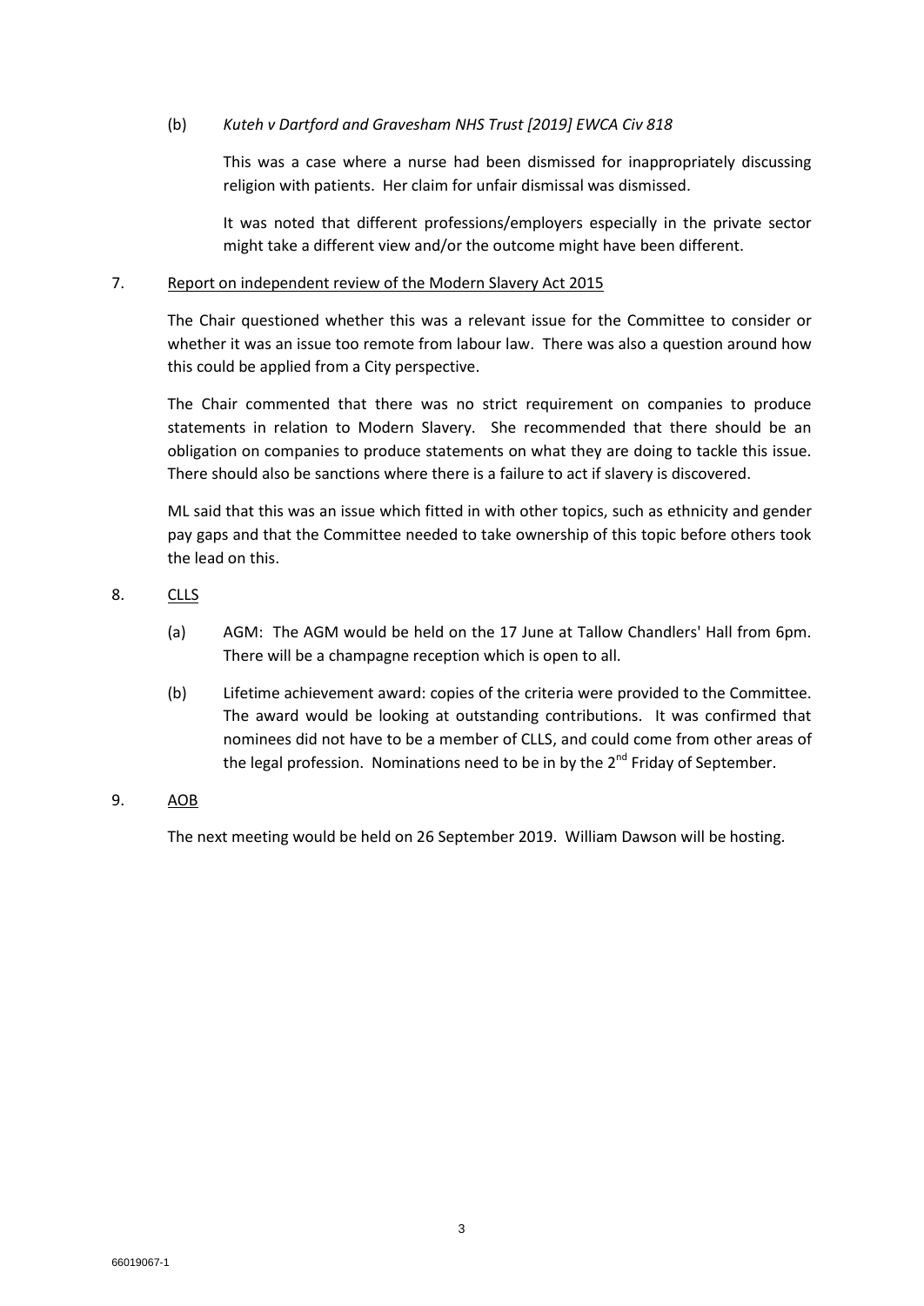(b) *Kuteh v Dartford and Gravesham NHS Trust [2019] EWCA Civ 818*

This was a case where a nurse had been dismissed for inappropriately discussing religion with patients. Her claim for unfair dismissal was dismissed.

It was noted that different professions/employers especially in the private sector might take a different view and/or the outcome might have been different.

7. Report on independent review of the Modern Slavery Act 2015

The Chair questioned whether this was a relevant issue for the Committee to consider or whether it was an issue too remote from labour law. There was also a question around how this could be applied from a City perspective.

The Chair commented that there was no strict requirement on companies to produce statements in relation to Modern Slavery. She recommended that there should be an obligation on companies to produce statements on what they are doing to tackle this issue. There should also be sanctions where there is a failure to act if slavery is discovered.

ML said that this was an issue which fitted in with other topics, such as ethnicity and gender pay gaps and that the Committee needed to take ownership of this topic before others took the lead on this.

8. CLLS

(a) AGM: The AGM would be held on the 17 June at Tallow Chandlers' Hall from 6pm. There will be a champagne reception which is open to all.

(b) Lifetime achievement award: copies of the criteria were provided to the Committee. The award would be looking at outstanding contributions. It was confirmed that nominees did not have to be a member of CLLS, and could come from other areas of the legal profession. Nominations need to be in by the 2nd Friday of September.

9. AOB

The next meeting would be held on 26 September 2019. William Dawson will be hosting.